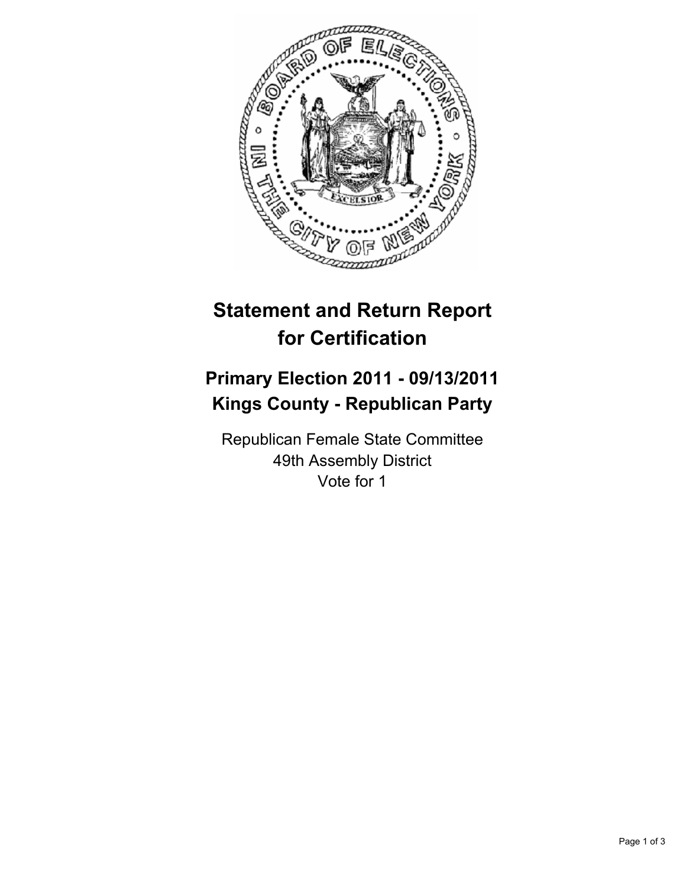# Statement and Return Report for Certification

## Primary Election 2011 - 09/13/2011
## Kings County - Republican Party

Republican Female State Committee
49th Assembly District
Vote for 1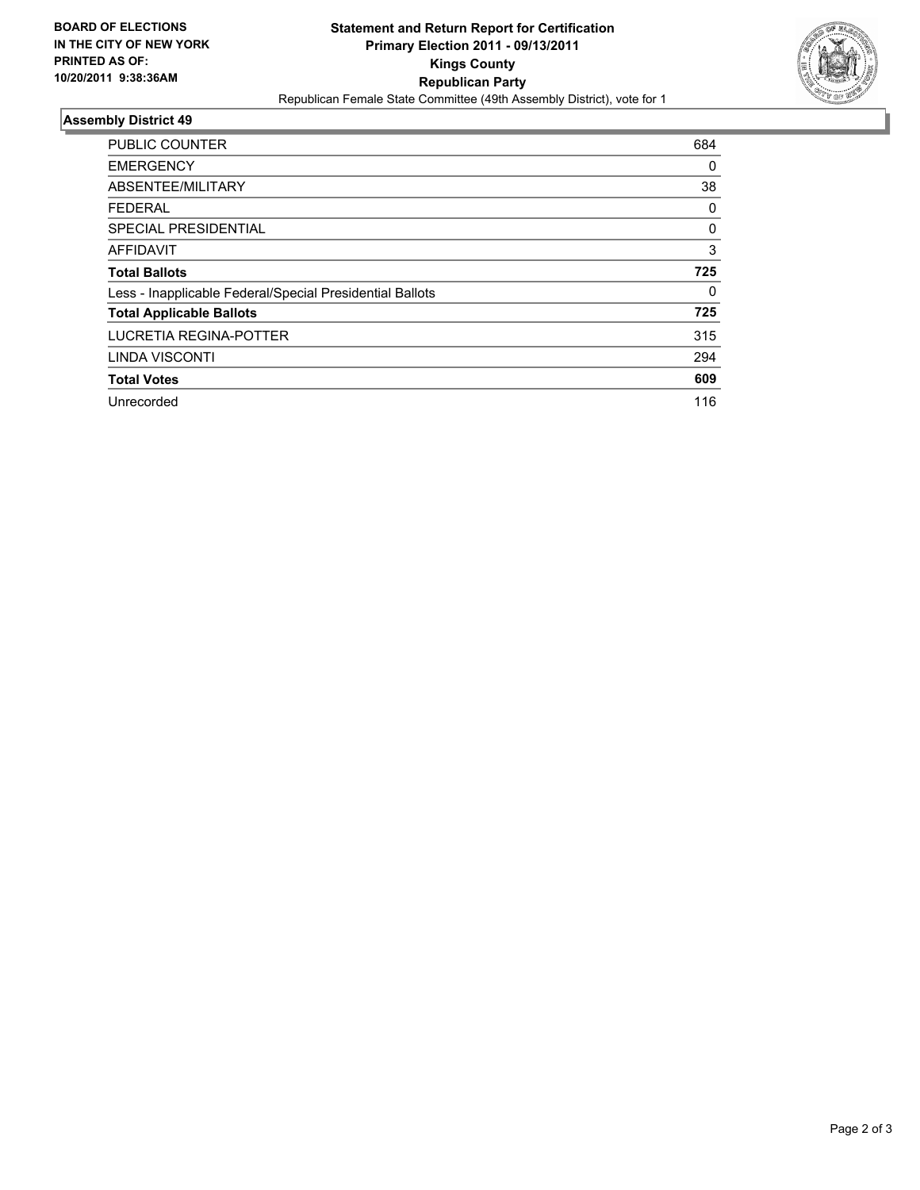**BOARD OF ELECTIONS IN THE CITY OF NEW YORK PRINTED AS OF: 10/20/2011 9:38:36AM**

**Statement and Return Report for Certification**
**Primary Election 2011 - 09/13/2011**
**Kings County**
**Republican Party**
Republican Female State Committee (49th Assembly District), vote for 1

## Assembly District 49

| | |
|---|---|
| PUBLIC COUNTER | 684 |
| EMERGENCY | 0 |
| ABSENTEE/MILITARY | 38 |
| FEDERAL | 0 |
| SPECIAL PRESIDENTIAL | 0 |
| AFFIDAVIT | 3 |
| **Total Ballots** | **725** |
| Less - Inapplicable Federal/Special Presidential Ballots | 0 |
| **Total Applicable Ballots** | **725** |
| LUCRETIA REGINA-POTTER | 315 |
| LINDA VISCONTI | 294 |
| **Total Votes** | **609** |
| Unrecorded | 116 |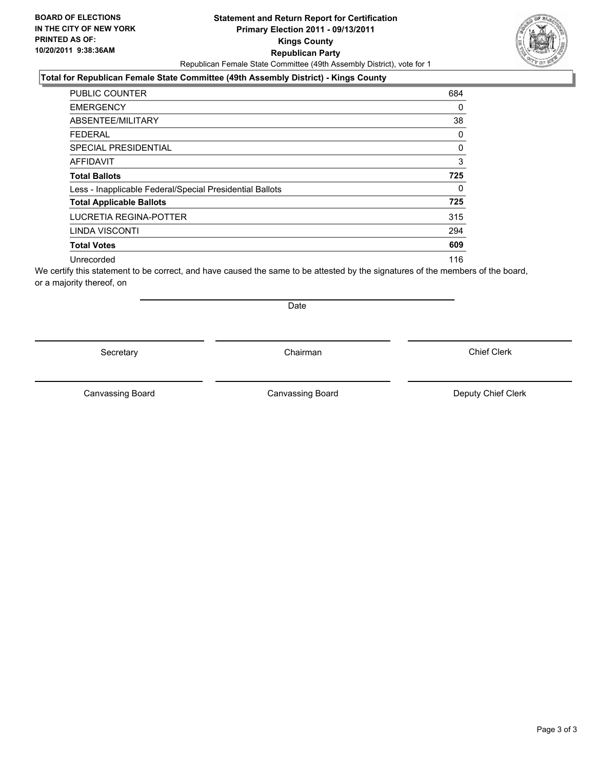**BOARD OF ELECTIONS IN THE CITY OF NEW YORK PRINTED AS OF: 10/20/2011 9:38:36AM**

# Statement and Return Report for Certification
## Primary Election 2011 - 09/13/2011
## Kings County
## Republican Party

Republican Female State Committee (49th Assembly District), vote for 1

### Total for Republican Female State Committee (49th Assembly District) - Kings County

| | |
|---|---|
| PUBLIC COUNTER | 684 |
| EMERGENCY | 0 |
| ABSENTEE/MILITARY | 38 |
| FEDERAL | 0 |
| SPECIAL PRESIDENTIAL | 0 |
| AFFIDAVIT | 3 |
| **Total Ballots** | **725** |
| Less - Inapplicable Federal/Special Presidential Ballots | 0 |
| **Total Applicable Ballots** | **725** |
| LUCRETIA REGINA-POTTER | 315 |
| LINDA VISCONTI | 294 |
| **Total Votes** | **609** |
| Unrecorded | 116 |

We certify this statement to be correct, and have caused the same to be attested by the signatures of the members of the board, or a majority thereof, on

Date

Secretary

Chairman

Chief Clerk

Canvassing Board

Canvassing Board

Deputy Chief Clerk